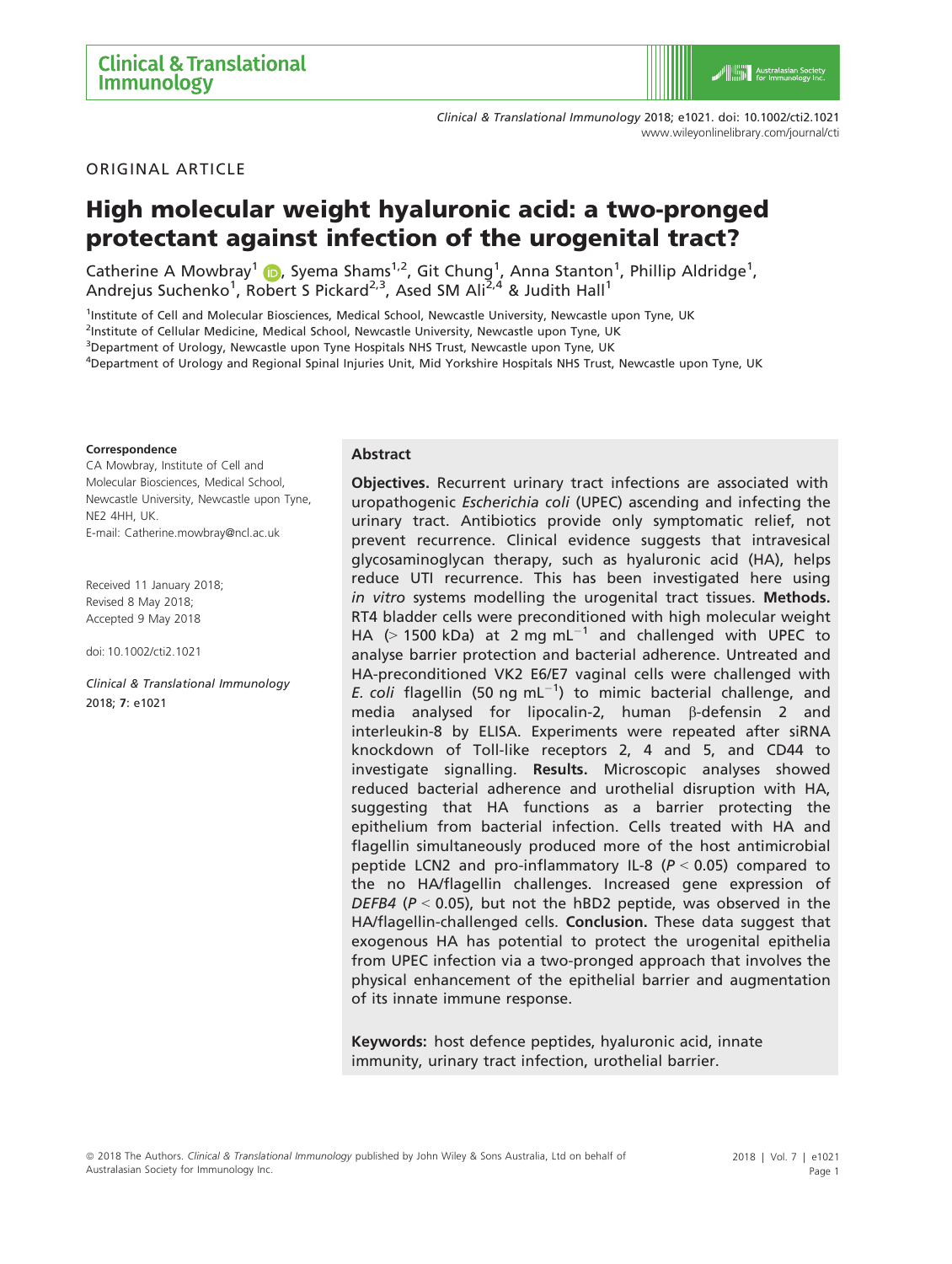ORIGINAL ARTICLE

# High molecular weight hyaluronic acid: a two-pronged protectant against infection of the urogenital tract?

Catherine A Mowbray[1], Syema Shams[1,2], Git Chung[1], Anna Stanton[1], Phillip Aldridge[1], Andrejus Suchenko[1], Robert S Pickard[2,3], Ased SM Ali[2,4] & Judith Hall[1]

[1]Institute of Cell and Molecular Biosciences, Medical School, Newcastle University, Newcastle upon Tyne, UK
[2]Institute of Cellular Medicine, Medical School, Newcastle University, Newcastle upon Tyne, UK
[3]Department of Urology, Newcastle upon Tyne Hospitals NHS Trust, Newcastle upon Tyne, UK
[4]Department of Urology and Regional Spinal Injuries Unit, Mid Yorkshire Hospitals NHS Trust, Newcastle upon Tyne, UK

**Correspondence**
CA Mowbray, Institute of Cell and Molecular Biosciences, Medical School, Newcastle University, Newcastle upon Tyne, NE2 4HH, UK.
E-mail: Catherine.mowbray@ncl.ac.uk

Received 11 January 2018;
Revised 8 May 2018;
Accepted 9 May 2018

doi: 10.1002/cti2.1021

*Clinical & Translational Immunology* 2018; **7**: e1021

## Abstract

**Objectives.** Recurrent urinary tract infections are associated with uropathogenic *Escherichia coli* (UPEC) ascending and infecting the urinary tract. Antibiotics provide only symptomatic relief, not prevent recurrence. Clinical evidence suggests that intravesical glycosaminoglycan therapy, such as hyaluronic acid (HA), helps reduce UTI recurrence. This has been investigated here using *in vitro* systems modelling the urogenital tract tissues. **Methods.** RT4 bladder cells were preconditioned with high molecular weight HA (> 1500 kDa) at 2 mg mL$^{-1}$ and challenged with UPEC to analyse barrier protection and bacterial adherence. Untreated and HA-preconditioned VK2 E6/E7 vaginal cells were challenged with *E. coli* flagellin (50 ng mL$^{-1}$) to mimic bacterial challenge, and media analysed for lipocalin-2, human β-defensin 2 and interleukin-8 by ELISA. Experiments were repeated after siRNA knockdown of Toll-like receptors 2, 4 and 5, and CD44 to investigate signalling. **Results.** Microscopic analyses showed reduced bacterial adherence and urothelial disruption with HA, suggesting that HA functions as a barrier protecting the epithelium from bacterial infection. Cells treated with HA and flagellin simultaneously produced more of the host antimicrobial peptide LCN2 and pro-inflammatory IL-8 ($P < 0.05$) compared to the no HA/flagellin challenges. Increased gene expression of *DEFB4* ($P < 0.05$), but not the hBD2 peptide, was observed in the HA/flagellin-challenged cells. **Conclusion.** These data suggest that exogenous HA has potential to protect the urogenital epithelia from UPEC infection via a two-pronged approach that involves the physical enhancement of the epithelial barrier and augmentation of its innate immune response.

**Keywords:** host defence peptides, hyaluronic acid, innate immunity, urinary tract infection, urothelial barrier.

© 2018 The Authors. *Clinical & Translational Immunology* published by John Wiley & Sons Australia, Ltd on behalf of Australasian Society for Immunology Inc.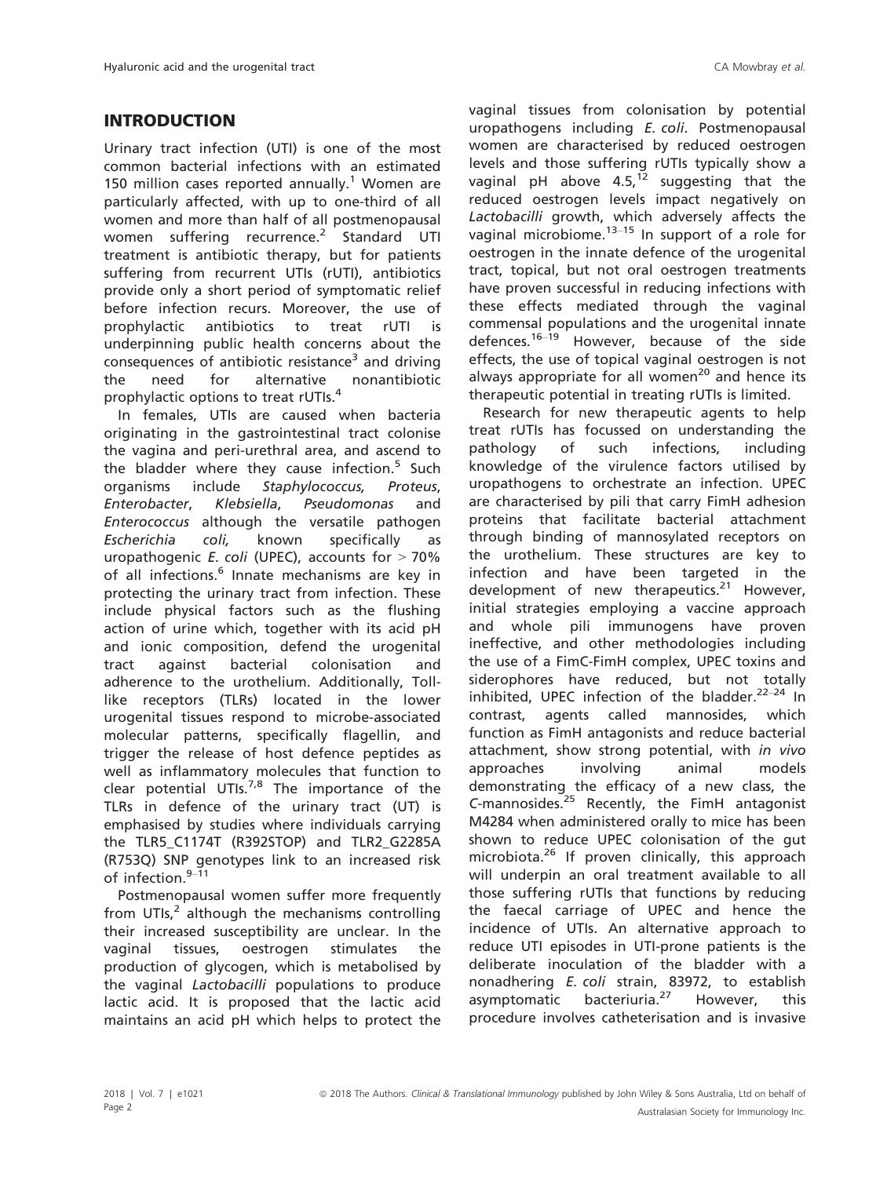## INTRODUCTION

Urinary tract infection (UTI) is one of the most common bacterial infections with an estimated 150 million cases reported annually.[1] Women are particularly affected, with up to one-third of all women and more than half of all postmenopausal women suffering recurrence.[2] Standard UTI treatment is antibiotic therapy, but for patients suffering from recurrent UTIs (rUTI), antibiotics provide only a short period of symptomatic relief before infection recurs. Moreover, the use of prophylactic antibiotics to treat rUTI is underpinning public health concerns about the consequences of antibiotic resistance[3] and driving the need for alternative nonantibiotic prophylactic options to treat rUTIs.[4]

In females, UTIs are caused when bacteria originating in the gastrointestinal tract colonise the vagina and peri-urethral area, and ascend to the bladder where they cause infection.[5] Such organisms include *Staphylococcus, Proteus*, *Enterobacter*, *Klebsiella*, *Pseudomonas* and *Enterococcus* although the versatile pathogen *Escherichia coli,* known specifically as uropathogenic *E. coli* (UPEC), accounts for > 70% of all infections.[6] Innate mechanisms are key in protecting the urinary tract from infection. These include physical factors such as the flushing action of urine which, together with its acid pH and ionic composition, defend the urogenital tract against bacterial colonisation and adherence to the urothelium. Additionally, Toll-like receptors (TLRs) located in the lower urogenital tissues respond to microbe-associated molecular patterns, specifically flagellin, and trigger the release of host defence peptides as well as inflammatory molecules that function to clear potential UTIs.[7,8] The importance of the TLRs in defence of the urinary tract (UT) is emphasised by studies where individuals carrying the TLR5_C1174T (R392STOP) and TLR2_G2285A (R753Q) SNP genotypes link to an increased risk of infection.[9–11]

Postmenopausal women suffer more frequently from UTIs,[2] although the mechanisms controlling their increased susceptibility are unclear. In the vaginal tissues, oestrogen stimulates the production of glycogen, which is metabolised by the vaginal *Lactobacilli* populations to produce lactic acid. It is proposed that the lactic acid maintains an acid pH which helps to protect the vaginal tissues from colonisation by potential uropathogens including *E. coli*. Postmenopausal women are characterised by reduced oestrogen levels and those suffering rUTIs typically show a vaginal pH above 4.5,[12] suggesting that the reduced oestrogen levels impact negatively on *Lactobacilli* growth, which adversely affects the vaginal microbiome.[13–15] In support of a role for oestrogen in the innate defence of the urogenital tract, topical, but not oral oestrogen treatments have proven successful in reducing infections with these effects mediated through the vaginal commensal populations and the urogenital innate defences.[16–19] However, because of the side effects, the use of topical vaginal oestrogen is not always appropriate for all women[20] and hence its therapeutic potential in treating rUTIs is limited.

Research for new therapeutic agents to help treat rUTIs has focussed on understanding the pathology of such infections, including knowledge of the virulence factors utilised by uropathogens to orchestrate an infection. UPEC are characterised by pili that carry FimH adhesion proteins that facilitate bacterial attachment through binding of mannosylated receptors on the urothelium. These structures are key to infection and have been targeted in the development of new therapeutics.[21] However, initial strategies employing a vaccine approach and whole pili immunogens have proven ineffective, and other methodologies including the use of a FimC-FimH complex, UPEC toxins and siderophores have reduced, but not totally inhibited, UPEC infection of the bladder.[22–24] In contrast, agents called mannosides, which function as FimH antagonists and reduce bacterial attachment, show strong potential, with *in vivo* approaches involving animal models demonstrating the efficacy of a new class, the *C*-mannosides.[25] Recently, the FimH antagonist M4284 when administered orally to mice has been shown to reduce UPEC colonisation of the gut microbiota.[26] If proven clinically, this approach will underpin an oral treatment available to all those suffering rUTIs that functions by reducing the faecal carriage of UPEC and hence the incidence of UTIs. An alternative approach to reduce UTI episodes in UTI-prone patients is the deliberate inoculation of the bladder with a nonadhering *E. coli* strain, 83972, to establish asymptomatic bacteriuria.[27] However, this procedure involves catheterisation and is invasive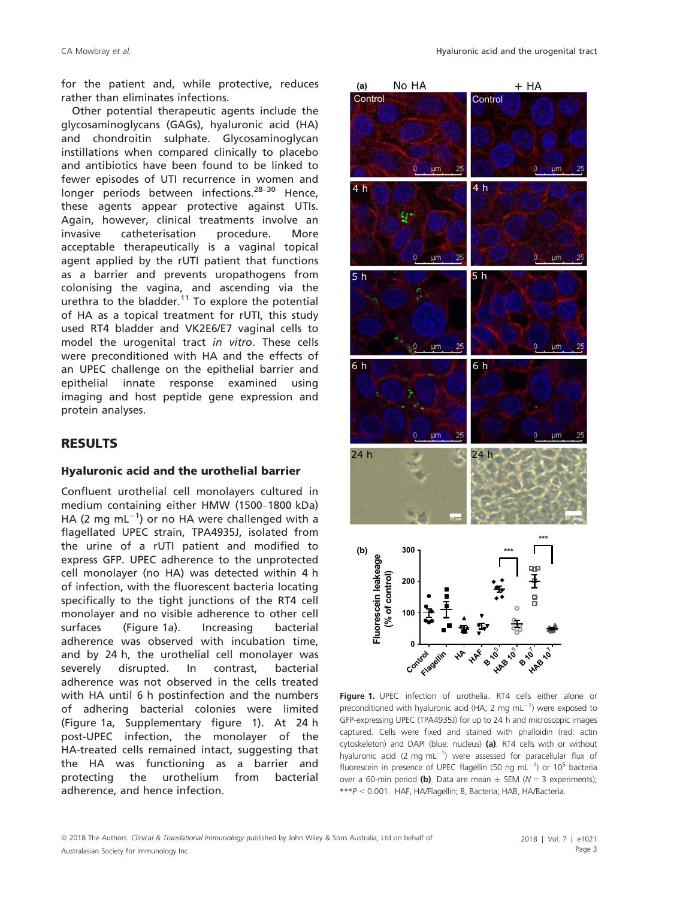for the patient and, while protective, reduces rather than eliminates infections.

Other potential therapeutic agents include the glycosaminoglycans (GAGs), hyaluronic acid (HA) and chondroitin sulphate. Glycosaminoglycan instillations when compared clinically to placebo and antibiotics have been found to be linked to fewer episodes of UTI recurrence in women and longer periods between infections.[28–30] Hence, these agents appear protective against UTIs. Again, however, clinical treatments involve an invasive catheterisation procedure. More acceptable therapeutically is a vaginal topical agent applied by the rUTI patient that functions as a barrier and prevents uropathogens from colonising the vagina, and ascending via the urethra to the bladder.[11] To explore the potential of HA as a topical treatment for rUTI, this study used RT4 bladder and VK2E6/E7 vaginal cells to model the urogenital tract *in vitro*. These cells were preconditioned with HA and the effects of an UPEC challenge on the epithelial barrier and epithelial innate response examined using imaging and host peptide gene expression and protein analyses.

## RESULTS

### Hyaluronic acid and the urothelial barrier

Confluent urothelial cell monolayers cultured in medium containing either HMW (1500–1800 kDa) HA (2 mg mL$^{-1}$) or no HA were challenged with a flagellated UPEC strain, TPA4935J, isolated from the urine of a rUTI patient and modified to express GFP. UPEC adherence to the unprotected cell monolayer (no HA) was detected within 4 h of infection, with the fluorescent bacteria locating specifically to the tight junctions of the RT4 cell monolayer and no visible adherence to other cell surfaces (Figure 1a). Increasing bacterial adherence was observed with incubation time, and by 24 h, the urothelial cell monolayer was severely disrupted. In contrast, bacterial adherence was not observed in the cells treated with HA until 6 h postinfection and the numbers of adhering bacterial colonies were limited (Figure 1a, Supplementary figure 1). At 24 h post-UPEC infection, the monolayer of the HA-treated cells remained intact, suggesting that the HA was functioning as a barrier and protecting the urothelium from bacterial adherence, and hence infection.

**Figure 1.** UPEC infection of urothelia. RT4 cells either alone or preconditioned with hyaluronic acid (HA; 2 mg mL$^{-1}$) were exposed to GFP-expressing UPEC (TPA4935J) for up to 24 h and microscopic images captured. Cells were fixed and stained with phalloidin (red: actin cytoskeleton) and DAPI (blue: nucleus) **(a)**. RT4 cells with or without hyaluronic acid (2 mg mL$^{-1}$) were assessed for paracellular flux of fluorescein in presence of UPEC flagellin (50 ng mL$^{-1}$) or $10^5$ bacteria over a 60-min period **(b)**. Data are mean ± SEM ($N$ = 3 experiments); \*\*\*$P < 0.001$. HAF, HA/Flagellin; B, Bacteria; HAB, HA/Bacteria.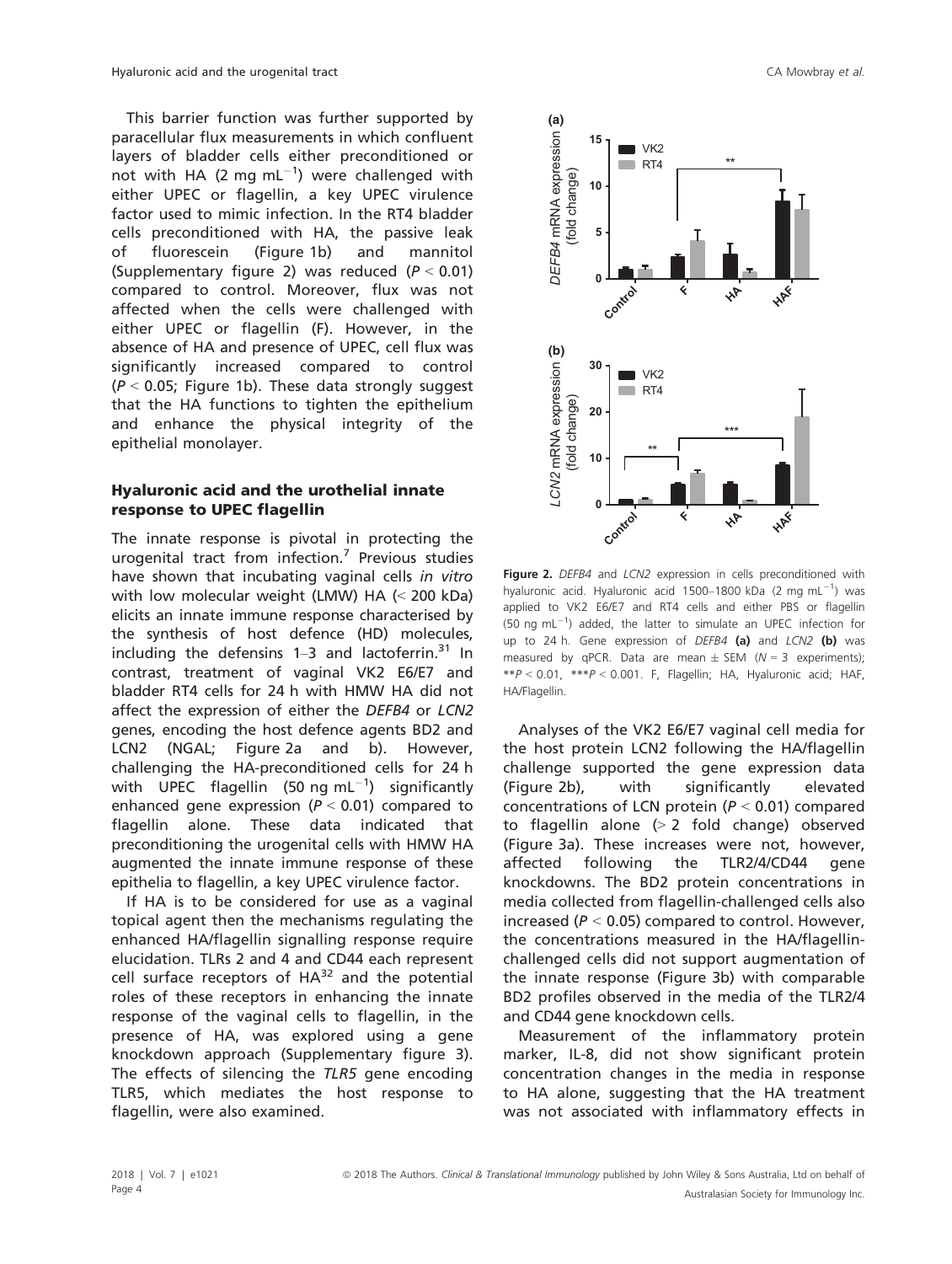This barrier function was further supported by paracellular flux measurements in which confluent layers of bladder cells either preconditioned or not with HA (2 mg mL$^{-1}$) were challenged with either UPEC or flagellin, a key UPEC virulence factor used to mimic infection. In the RT4 bladder cells preconditioned with HA, the passive leak of fluorescein (Figure 1b) and mannitol (Supplementary figure 2) was reduced ($P < 0.01$) compared to control. Moreover, flux was not affected when the cells were challenged with either UPEC or flagellin (F). However, in the absence of HA and presence of UPEC, cell flux was significantly increased compared to control ($P < 0.05$; Figure 1b). These data strongly suggest that the HA functions to tighten the epithelium and enhance the physical integrity of the epithelial monolayer.

## Hyaluronic acid and the urothelial innate response to UPEC flagellin

The innate response is pivotal in protecting the urogenital tract from infection.[7] Previous studies have shown that incubating vaginal cells *in vitro* with low molecular weight (LMW) HA (< 200 kDa) elicits an innate immune response characterised by the synthesis of host defence (HD) molecules, including the defensins 1–3 and lactoferrin.[31] In contrast, treatment of vaginal VK2 E6/E7 and bladder RT4 cells for 24 h with HMW HA did not affect the expression of either the *DEFB4* or *LCN2* genes, encoding the host defence agents BD2 and LCN2 (NGAL; Figure 2a and b). However, challenging the HA-preconditioned cells for 24 h with UPEC flagellin (50 ng mL$^{-1}$) significantly enhanced gene expression ($P < 0.01$) compared to flagellin alone. These data indicated that preconditioning the urogenital cells with HMW HA augmented the innate immune response of these epithelia to flagellin, a key UPEC virulence factor.

If HA is to be considered for use as a vaginal topical agent then the mechanisms regulating the enhanced HA/flagellin signalling response require elucidation. TLRs 2 and 4 and CD44 each represent cell surface receptors of HA[32] and the potential roles of these receptors in enhancing the innate response of the vaginal cells to flagellin, in the presence of HA, was explored using a gene knockdown approach (Supplementary figure 3). The effects of silencing the *TLR5* gene encoding TLR5, which mediates the host response to flagellin, were also examined.

**Figure 2.** *DEFB4* and *LCN2* expression in cells preconditioned with hyaluronic acid. Hyaluronic acid 1500–1800 kDa (2 mg mL$^{-1}$) was applied to VK2 E6/E7 and RT4 cells and either PBS or flagellin (50 ng mL$^{-1}$) added, the latter to simulate an UPEC infection for up to 24 h. Gene expression of *DEFB4* **(a)** and *LCN2* **(b)** was measured by qPCR. Data are mean ± SEM ($N = 3$ experiments); \*\*$P < 0.01$, \*\*\*$P < 0.001$. F, Flagellin; HA, Hyaluronic acid; HAF, HA/Flagellin.

Analyses of the VK2 E6/E7 vaginal cell media for the host protein LCN2 following the HA/flagellin challenge supported the gene expression data (Figure 2b), with significantly elevated concentrations of LCN protein ($P < 0.01$) compared to flagellin alone (> 2 fold change) observed (Figure 3a). These increases were not, however, affected following the TLR2/4/CD44 gene knockdowns. The BD2 protein concentrations in media collected from flagellin-challenged cells also increased ($P < 0.05$) compared to control. However, the concentrations measured in the HA/flagellin-challenged cells did not support augmentation of the innate response (Figure 3b) with comparable BD2 profiles observed in the media of the TLR2/4 and CD44 gene knockdown cells.

Measurement of the inflammatory protein marker, IL-8, did not show significant protein concentration changes in the media in response to HA alone, suggesting that the HA treatment was not associated with inflammatory effects in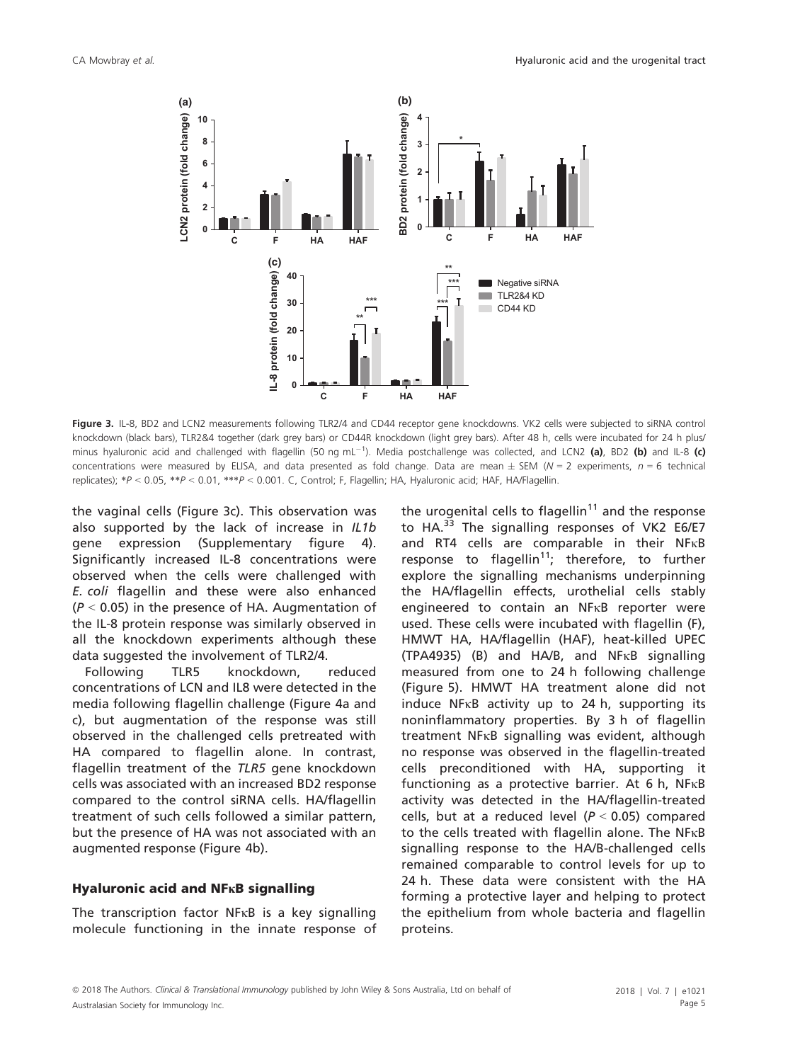**Figure 3.** IL-8, BD2 and LCN2 measurements following TLR2/4 and CD44 receptor gene knockdowns. VK2 cells were subjected to siRNA control knockdown (black bars), TLR2&4 together (dark grey bars) or CD44R knockdown (light grey bars). After 48 h, cells were incubated for 24 h plus/minus hyaluronic acid and challenged with flagellin (50 ng $mL^{-1}$). Media postchallenge was collected, and LCN2 **(a)**, BD2 **(b)** and IL-8 **(c)** concentrations were measured by ELISA, and data presented as fold change. Data are mean ± SEM ($N = 2$ experiments, $n = 6$ technical replicates); $*P < 0.05$, $**P < 0.01$, $***P < 0.001$. C, Control; F, Flagellin; HA, Hyaluronic acid; HAF, HA/Flagellin.

the vaginal cells (Figure 3c). This observation was also supported by the lack of increase in *IL1b* gene expression (Supplementary figure 4). Significantly increased IL-8 concentrations were observed when the cells were challenged with *E. coli* flagellin and these were also enhanced ($P < 0.05$) in the presence of HA. Augmentation of the IL-8 protein response was similarly observed in all the knockdown experiments although these data suggested the involvement of TLR2/4.

Following TLR5 knockdown, reduced concentrations of LCN and IL8 were detected in the media following flagellin challenge (Figure 4a and c), but augmentation of the response was still observed in the challenged cells pretreated with HA compared to flagellin alone. In contrast, flagellin treatment of the *TLR5* gene knockdown cells was associated with an increased BD2 response compared to the control siRNA cells. HA/flagellin treatment of such cells followed a similar pattern, but the presence of HA was not associated with an augmented response (Figure 4b).

### Hyaluronic acid and NFκB signalling

The transcription factor NFκB is a key signalling molecule functioning in the innate response of the urogenital cells to flagellin[11] and the response to HA.[33] The signalling responses of VK2 E6/E7 and RT4 cells are comparable in their NFκB response to flagellin[11]; therefore, to further explore the signalling mechanisms underpinning the HA/flagellin effects, urothelial cells stably engineered to contain an NFκB reporter were used. These cells were incubated with flagellin (F), HMWT HA, HA/flagellin (HAF), heat-killed UPEC (TPA4935) (B) and HA/B, and NFκB signalling measured from one to 24 h following challenge (Figure 5). HMWT HA treatment alone did not induce NFκB activity up to 24 h, supporting its noninflammatory properties. By 3 h of flagellin treatment NFκB signalling was evident, although no response was observed in the flagellin-treated cells preconditioned with HA, supporting it functioning as a protective barrier. At 6 h, NFκB activity was detected in the HA/flagellin-treated cells, but at a reduced level ($P < 0.05$) compared to the cells treated with flagellin alone. The NFκB signalling response to the HA/B-challenged cells remained comparable to control levels for up to 24 h. These data were consistent with the HA forming a protective layer and helping to protect the epithelium from whole bacteria and flagellin proteins.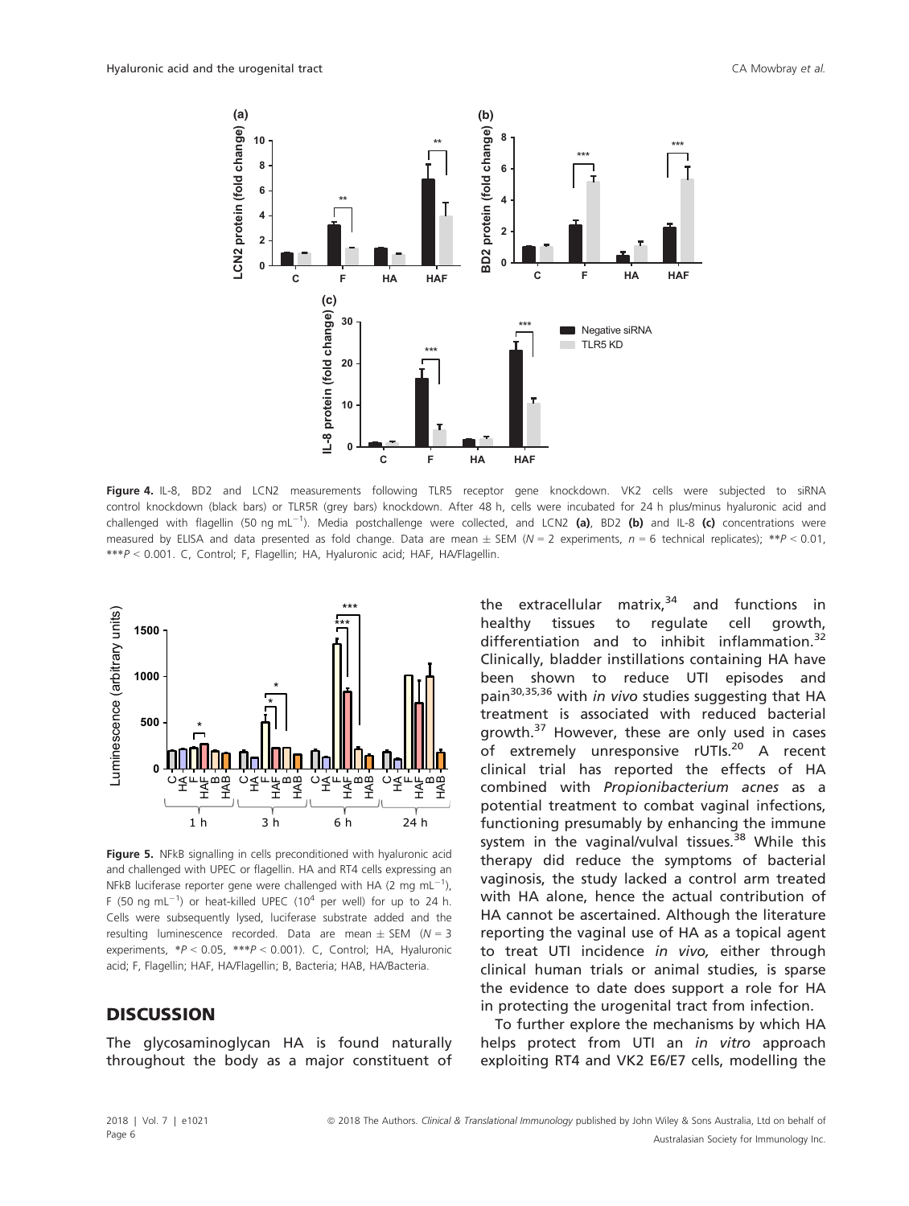**Figure 4.** IL-8, BD2 and LCN2 measurements following TLR5 receptor gene knockdown. VK2 cells were subjected to siRNA control knockdown (black bars) or TLR5R (grey bars) knockdown. After 48 h, cells were incubated for 24 h plus/minus hyaluronic acid and challenged with flagellin (50 ng mL$^{-1}$). Media postchallenge were collected, and LCN2 **(a)**, BD2 **(b)** and IL-8 **(c)** concentrations were measured by ELISA and data presented as fold change. Data are mean ± SEM ($N = 2$ experiments, $n = 6$ technical replicates); **$P < 0.01$, ***$P < 0.001$. C, Control; F, Flagellin; HA, Hyaluronic acid; HAF, HA/Flagellin.

**Figure 5.** NFkB signalling in cells preconditioned with hyaluronic acid and challenged with UPEC or flagellin. HA and RT4 cells expressing an NFkB luciferase reporter gene were challenged with HA (2 mg mL$^{-1}$), F (50 ng mL$^{-1}$) or heat-killed UPEC (10$^4$ per well) for up to 24 h. Cells were subsequently lysed, luciferase substrate added and the resulting luminescence recorded. Data are mean ± SEM ($N = 3$ experiments, *$P < 0.05$, ***$P < 0.001$). C, Control; HA, Hyaluronic acid; F, Flagellin; HAF, HA/Flagellin; B, Bacteria; HAB, HA/Bacteria.

## DISCUSSION

The glycosaminoglycan HA is found naturally throughout the body as a major constituent of the extracellular matrix,[34] and functions in healthy tissues to regulate cell growth, differentiation and to inhibit inflammation.[32] Clinically, bladder instillations containing HA have been shown to reduce UTI episodes and pain[30,35,36] with *in vivo* studies suggesting that HA treatment is associated with reduced bacterial growth.[37] However, these are only used in cases of extremely unresponsive rUTIs.[20] A recent clinical trial has reported the effects of HA combined with *Propionibacterium acnes* as a potential treatment to combat vaginal infections, functioning presumably by enhancing the immune system in the vaginal/vulval tissues.[38] While this therapy did reduce the symptoms of bacterial vaginosis, the study lacked a control arm treated with HA alone, hence the actual contribution of HA cannot be ascertained. Although the literature reporting the vaginal use of HA as a topical agent to treat UTI incidence *in vivo,* either through clinical human trials or animal studies, is sparse the evidence to date does support a role for HA in protecting the urogenital tract from infection.

To further explore the mechanisms by which HA helps protect from UTI an *in vitro* approach exploiting RT4 and VK2 E6/E7 cells, modelling the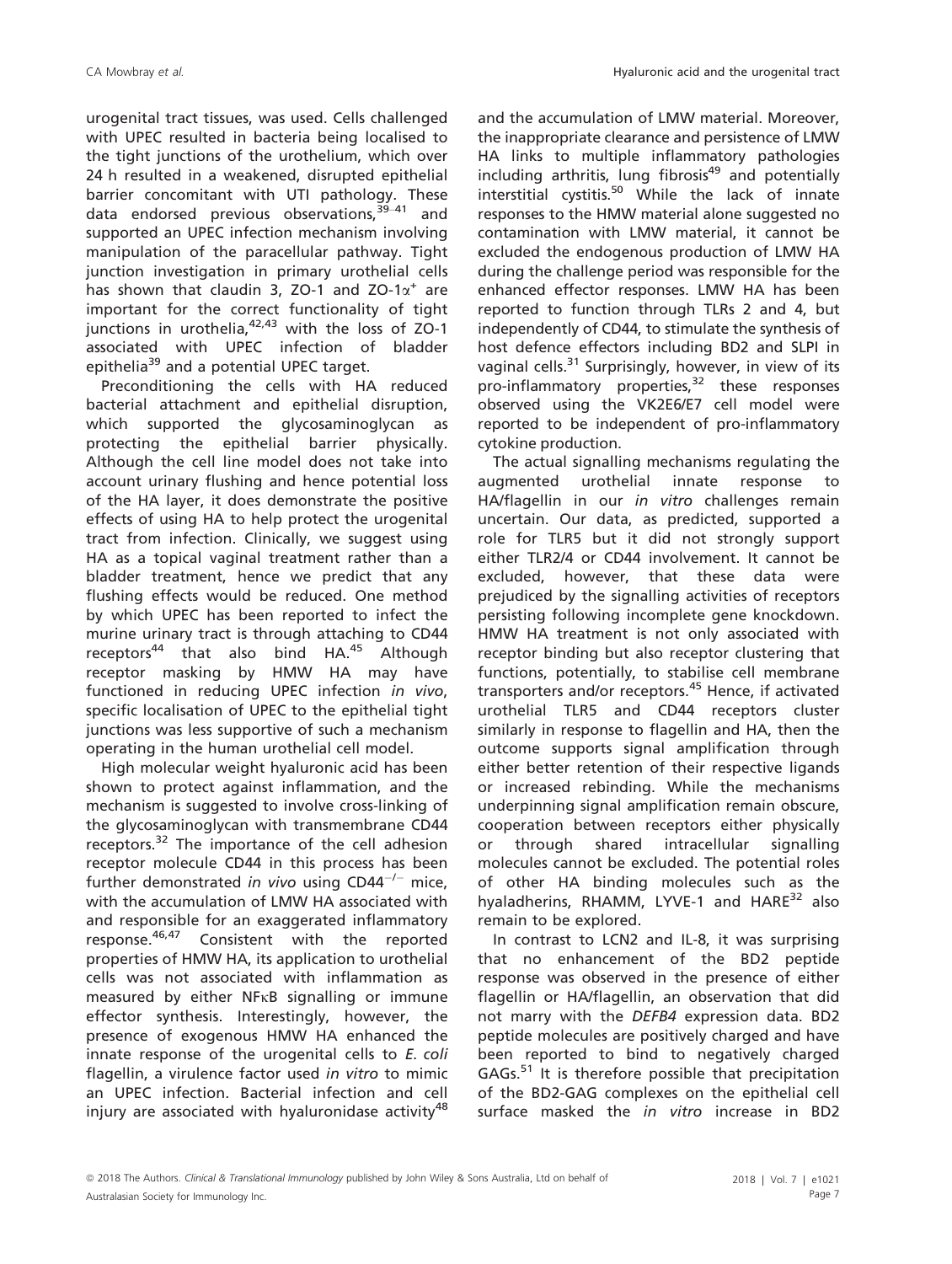urogenital tract tissues, was used. Cells challenged with UPEC resulted in bacteria being localised to the tight junctions of the urothelium, which over 24 h resulted in a weakened, disrupted epithelial barrier concomitant with UTI pathology. These data endorsed previous observations,[39–41] and supported an UPEC infection mechanism involving manipulation of the paracellular pathway. Tight junction investigation in primary urothelial cells has shown that claudin 3, ZO-1 and ZO-1$\alpha^{+}$ are important for the correct functionality of tight junctions in urothelia,[42,43] with the loss of ZO-1 associated with UPEC infection of bladder epithelia[39] and a potential UPEC target.

Preconditioning the cells with HA reduced bacterial attachment and epithelial disruption, which supported the glycosaminoglycan as protecting the epithelial barrier physically. Although the cell line model does not take into account urinary flushing and hence potential loss of the HA layer, it does demonstrate the positive effects of using HA to help protect the urogenital tract from infection. Clinically, we suggest using HA as a topical vaginal treatment rather than a bladder treatment, hence we predict that any flushing effects would be reduced. One method by which UPEC has been reported to infect the murine urinary tract is through attaching to CD44 receptors[44] that also bind HA.[45] Although receptor masking by HMW HA may have functioned in reducing UPEC infection *in vivo*, specific localisation of UPEC to the epithelial tight junctions was less supportive of such a mechanism operating in the human urothelial cell model.

High molecular weight hyaluronic acid has been shown to protect against inflammation, and the mechanism is suggested to involve cross-linking of the glycosaminoglycan with transmembrane CD44 receptors.[32] The importance of the cell adhesion receptor molecule CD44 in this process has been further demonstrated *in vivo* using CD44$^{-/-}$ mice, with the accumulation of LMW HA associated with and responsible for an exaggerated inflammatory response.[46,47] Consistent with the reported properties of HMW HA, its application to urothelial cells was not associated with inflammation as measured by either NF$\kappa$B signalling or immune effector synthesis. Interestingly, however, the presence of exogenous HMW HA enhanced the innate response of the urogenital cells to *E. coli* flagellin, a virulence factor used *in vitro* to mimic an UPEC infection. Bacterial infection and cell injury are associated with hyaluronidase activity[48] and the accumulation of LMW material. Moreover, the inappropriate clearance and persistence of LMW HA links to multiple inflammatory pathologies including arthritis, lung fibrosis[49] and potentially interstitial cystitis.[50] While the lack of innate responses to the HMW material alone suggested no contamination with LMW material, it cannot be excluded the endogenous production of LMW HA during the challenge period was responsible for the enhanced effector responses. LMW HA has been reported to function through TLRs 2 and 4, but independently of CD44, to stimulate the synthesis of host defence effectors including BD2 and SLPI in vaginal cells.[31] Surprisingly, however, in view of its pro-inflammatory properties,[32] these responses observed using the VK2E6/E7 cell model were reported to be independent of pro-inflammatory cytokine production.

The actual signalling mechanisms regulating the augmented urothelial innate response to HA/flagellin in our *in vitro* challenges remain uncertain. Our data, as predicted, supported a role for TLR5 but it did not strongly support either TLR2/4 or CD44 involvement. It cannot be excluded, however, that these data were prejudiced by the signalling activities of receptors persisting following incomplete gene knockdown. HMW HA treatment is not only associated with receptor binding but also receptor clustering that functions, potentially, to stabilise cell membrane transporters and/or receptors.[45] Hence, if activated urothelial TLR5 and CD44 receptors cluster similarly in response to flagellin and HA, then the outcome supports signal amplification through either better retention of their respective ligands or increased rebinding. While the mechanisms underpinning signal amplification remain obscure, cooperation between receptors either physically or through shared intracellular signalling molecules cannot be excluded. The potential roles of other HA binding molecules such as the hyaladherins, RHAMM, LYVE-1 and HARE[32] also remain to be explored.

In contrast to LCN2 and IL-8, it was surprising that no enhancement of the BD2 peptide response was observed in the presence of either flagellin or HA/flagellin, an observation that did not marry with the *DEFB4* expression data. BD2 peptide molecules are positively charged and have been reported to bind to negatively charged GAGs.[51] It is therefore possible that precipitation of the BD2-GAG complexes on the epithelial cell surface masked the *in vitro* increase in BD2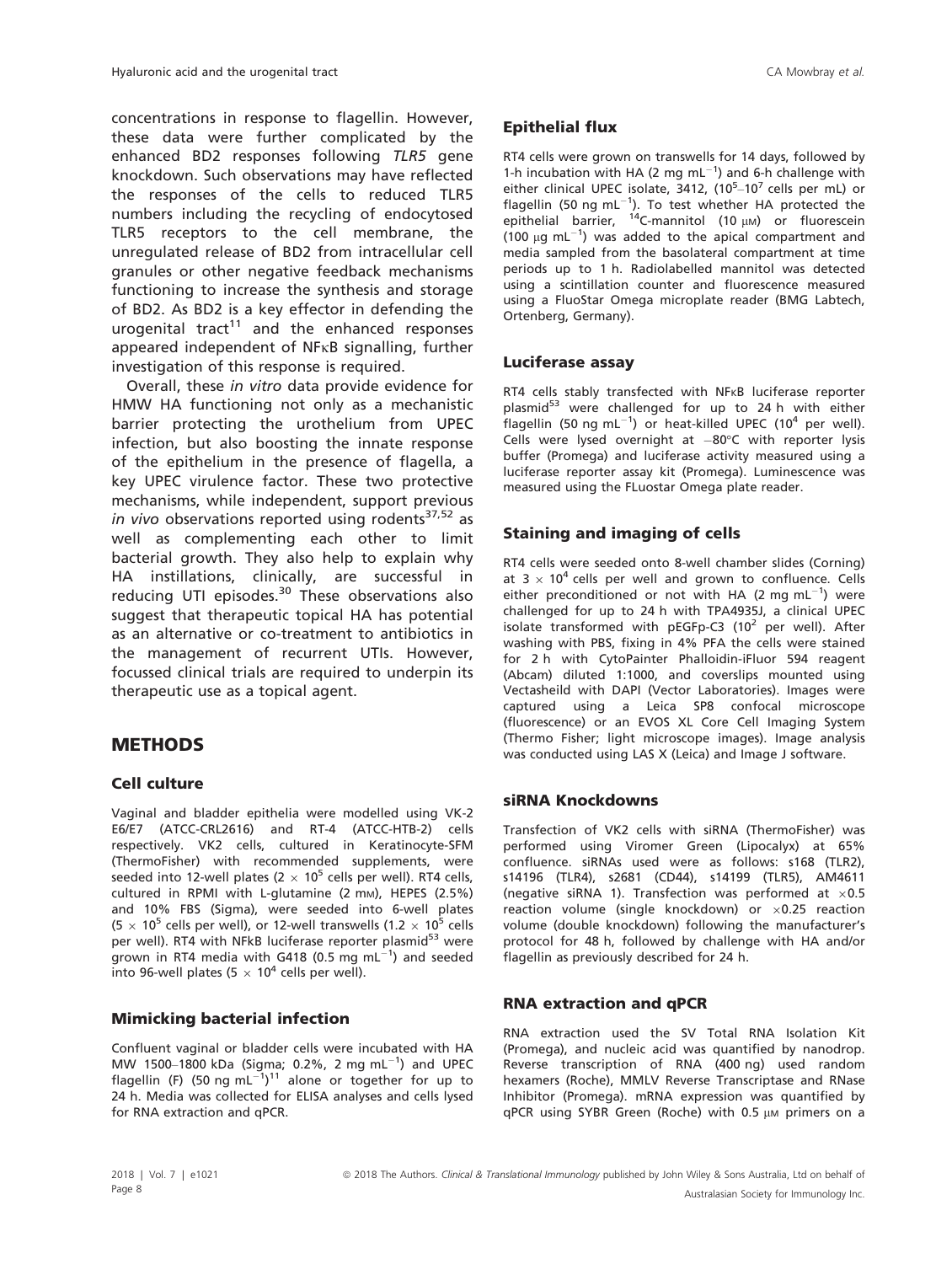concentrations in response to flagellin. However, these data were further complicated by the enhanced BD2 responses following *TLR5* gene knockdown. Such observations may have reflected the responses of the cells to reduced TLR5 numbers including the recycling of endocytosed TLR5 receptors to the cell membrane, the unregulated release of BD2 from intracellular cell granules or other negative feedback mechanisms functioning to increase the synthesis and storage of BD2. As BD2 is a key effector in defending the urogenital tract[11] and the enhanced responses appeared independent of NFκB signalling, further investigation of this response is required.

Overall, these *in vitro* data provide evidence for HMW HA functioning not only as a mechanistic barrier protecting the urothelium from UPEC infection, but also boosting the innate response of the epithelium in the presence of flagella, a key UPEC virulence factor. These two protective mechanisms, while independent, support previous *in vivo* observations reported using rodents[37,52] as well as complementing each other to limit bacterial growth. They also help to explain why HA instillations, clinically, are successful in reducing UTI episodes.[30] These observations also suggest that therapeutic topical HA has potential as an alternative or co-treatment to antibiotics in the management of recurrent UTIs. However, focussed clinical trials are required to underpin its therapeutic use as a topical agent.

## METHODS

### Cell culture

Vaginal and bladder epithelia were modelled using VK-2 E6/E7 (ATCC-CRL2616) and RT-4 (ATCC-HTB-2) cells respectively. VK2 cells, cultured in Keratinocyte-SFM (ThermoFisher) with recommended supplements, were seeded into 12-well plates ($2 \times 10^5$ cells per well). RT4 cells, cultured in RPMI with L-glutamine (2 mM), HEPES (2.5%) and 10% FBS (Sigma), were seeded into 6-well plates ($5 \times 10^5$ cells per well), or 12-well transwells ($1.2 \times 10^5$ cells per well). RT4 with NFkB luciferase reporter plasmid[53] were grown in RT4 media with G418 (0.5 mg mL$^{-1}$) and seeded into 96-well plates ($5 \times 10^4$ cells per well).

### Mimicking bacterial infection

Confluent vaginal or bladder cells were incubated with HA MW 1500–1800 kDa (Sigma; 0.2%, 2 mg mL$^{-1}$) and UPEC flagellin (F) (50 ng mL$^{-1}$)[11] alone or together for up to 24 h. Media was collected for ELISA analyses and cells lysed for RNA extraction and qPCR.

### Epithelial flux

RT4 cells were grown on transwells for 14 days, followed by 1-h incubation with HA (2 mg mL$^{-1}$) and 6-h challenge with either clinical UPEC isolate, 3412, ($10^5$–$10^7$ cells per mL) or flagellin (50 ng mL$^{-1}$). To test whether HA protected the epithelial barrier, $^{14}$C-mannitol (10 μM) or fluorescein (100 μg mL$^{-1}$) was added to the apical compartment and media sampled from the basolateral compartment at time periods up to 1 h. Radiolabelled mannitol was detected using a scintillation counter and fluorescence measured using a FluoStar Omega microplate reader (BMG Labtech, Ortenberg, Germany).

### Luciferase assay

RT4 cells stably transfected with NFκB luciferase reporter plasmid[53] were challenged for up to 24 h with either flagellin (50 ng mL$^{-1}$) or heat-killed UPEC ($10^4$ per well). Cells were lysed overnight at −80°C with reporter lysis buffer (Promega) and luciferase activity measured using a luciferase reporter assay kit (Promega). Luminescence was measured using the FLuostar Omega plate reader.

### Staining and imaging of cells

RT4 cells were seeded onto 8-well chamber slides (Corning) at $3 \times 10^4$ cells per well and grown to confluence. Cells either preconditioned or not with HA (2 mg mL$^{-1}$) were challenged for up to 24 h with TPA4935J, a clinical UPEC isolate transformed with pEGFp-C3 ($10^2$ per well). After washing with PBS, fixing in 4% PFA the cells were stained for 2 h with CytoPainter Phalloidin-iFluor 594 reagent (Abcam) diluted 1:1000, and coverslips mounted using Vectasheild with DAPI (Vector Laboratories). Images were captured using a Leica SP8 confocal microscope (fluorescence) or an EVOS XL Core Cell Imaging System (Thermo Fisher; light microscope images). Image analysis was conducted using LAS X (Leica) and Image J software.

### siRNA Knockdowns

Transfection of VK2 cells with siRNA (ThermoFisher) was performed using Viromer Green (Lipocalyx) at 65% confluence. siRNAs used were as follows: s168 (TLR2), s14196 (TLR4), s2681 (CD44), s14199 (TLR5), AM4611 (negative siRNA 1). Transfection was performed at ×0.5 reaction volume (single knockdown) or ×0.25 reaction volume (double knockdown) following the manufacturer's protocol for 48 h, followed by challenge with HA and/or flagellin as previously described for 24 h.

### RNA extraction and qPCR

RNA extraction used the SV Total RNA Isolation Kit (Promega), and nucleic acid was quantified by nanodrop. Reverse transcription of RNA (400 ng) used random hexamers (Roche), MMLV Reverse Transcriptase and RNase Inhibitor (Promega). mRNA expression was quantified by qPCR using SYBR Green (Roche) with 0.5 μM primers on a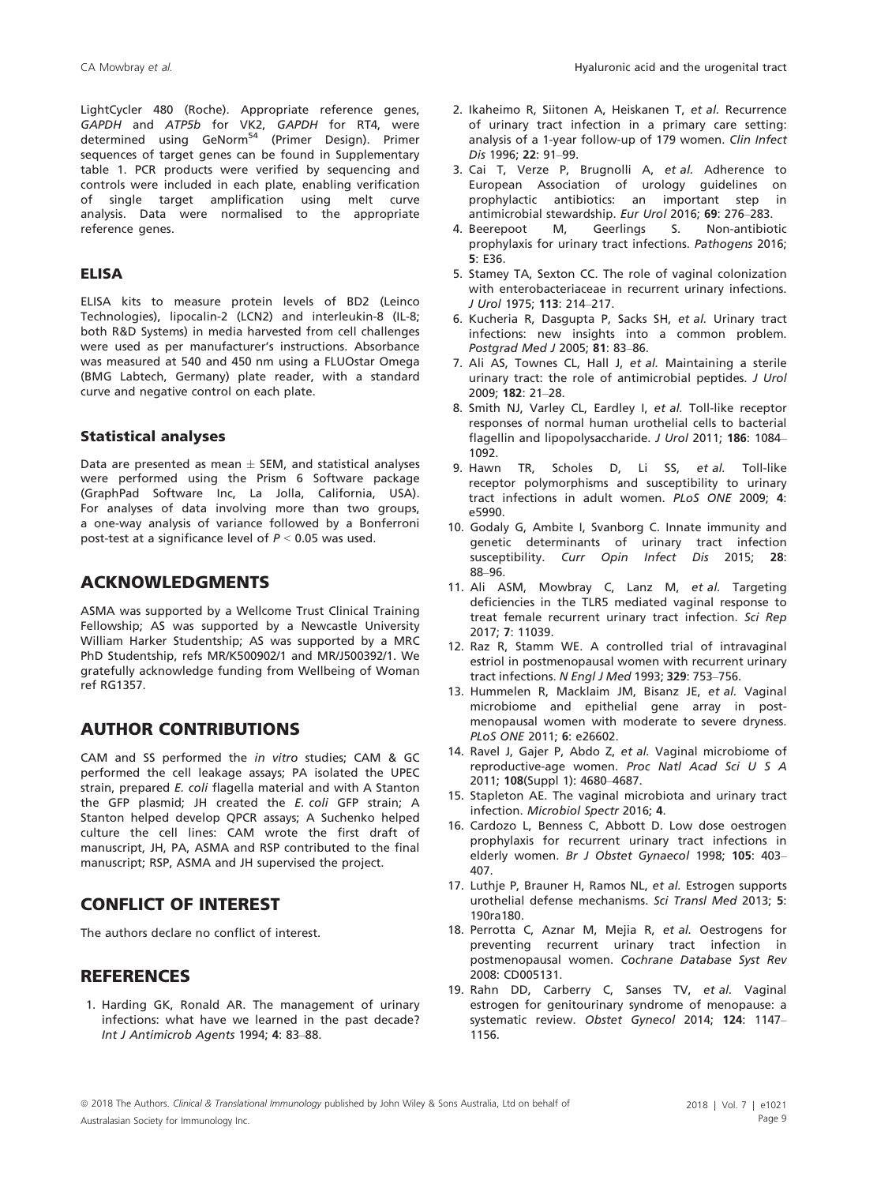LightCycler 480 (Roche). Appropriate reference genes, *GAPDH* and *ATP5b* for VK2, *GAPDH* for RT4, were determined using GeNorm[54] (Primer Design). Primer sequences of target genes can be found in Supplementary table 1. PCR products were verified by sequencing and controls were included in each plate, enabling verification of single target amplification using melt curve analysis. Data were normalised to the appropriate reference genes.

### ELISA

ELISA kits to measure protein levels of BD2 (Leinco Technologies), lipocalin-2 (LCN2) and interleukin-8 (IL-8; both R&D Systems) in media harvested from cell challenges were used as per manufacturer's instructions. Absorbance was measured at 540 and 450 nm using a FLUOstar Omega (BMG Labtech, Germany) plate reader, with a standard curve and negative control on each plate.

### Statistical analyses

Data are presented as mean ± SEM, and statistical analyses were performed using the Prism 6 Software package (GraphPad Software Inc, La Jolla, California, USA). For analyses of data involving more than two groups, a one-way analysis of variance followed by a Bonferroni post-test at a significance level of $P < 0.05$ was used.

## ACKNOWLEDGMENTS

ASMA was supported by a Wellcome Trust Clinical Training Fellowship; AS was supported by a Newcastle University William Harker Studentship; AS was supported by a MRC PhD Studentship, refs MR/K500902/1 and MR/J500392/1. We gratefully acknowledge funding from Wellbeing of Woman ref RG1357.

## AUTHOR CONTRIBUTIONS

CAM and SS performed the *in vitro* studies; CAM & GC performed the cell leakage assays; PA isolated the UPEC strain, prepared *E. coli* flagella material and with A Stanton the GFP plasmid; JH created the *E. coli* GFP strain; A Stanton helped develop QPCR assays; A Suchenko helped culture the cell lines: CAM wrote the first draft of manuscript, JH, PA, ASMA and RSP contributed to the final manuscript; RSP, ASMA and JH supervised the project.

## CONFLICT OF INTEREST

The authors declare no conflict of interest.

## REFERENCES

1. Harding GK, Ronald AR. The management of urinary infections: what have we learned in the past decade? *Int J Antimicrob Agents* 1994; **4**: 83–88.
2. Ikaheimo R, Siitonen A, Heiskanen T, *et al.* Recurrence of urinary tract infection in a primary care setting: analysis of a 1-year follow-up of 179 women. *Clin Infect Dis* 1996; **22**: 91–99.
3. Cai T, Verze P, Brugnolli A, *et al.* Adherence to European Association of urology guidelines on prophylactic antibiotics: an important step in antimicrobial stewardship. *Eur Urol* 2016; **69**: 276–283.
4. Beerepoot M, Geerlings S. Non-antibiotic prophylaxis for urinary tract infections. *Pathogens* 2016; **5**: E36.
5. Stamey TA, Sexton CC. The role of vaginal colonization with enterobacteriaceae in recurrent urinary infections. *J Urol* 1975; **113**: 214–217.
6. Kucheria R, Dasgupta P, Sacks SH, *et al.* Urinary tract infections: new insights into a common problem. *Postgrad Med J* 2005; **81**: 83–86.
7. Ali AS, Townes CL, Hall J, *et al.* Maintaining a sterile urinary tract: the role of antimicrobial peptides. *J Urol* 2009; **182**: 21–28.
8. Smith NJ, Varley CL, Eardley I, *et al.* Toll-like receptor responses of normal human urothelial cells to bacterial flagellin and lipopolysaccharide. *J Urol* 2011; **186**: 1084–1092.
9. Hawn TR, Scholes D, Li SS, *et al.* Toll-like receptor polymorphisms and susceptibility to urinary tract infections in adult women. *PLoS ONE* 2009; **4**: e5990.
10. Godaly G, Ambite I, Svanborg C. Innate immunity and genetic determinants of urinary tract infection susceptibility. *Curr Opin Infect Dis* 2015; **28**: 88–96.
11. Ali ASM, Mowbray C, Lanz M, *et al.* Targeting deficiencies in the TLR5 mediated vaginal response to treat female recurrent urinary tract infection. *Sci Rep* 2017; **7**: 11039.
12. Raz R, Stamm WE. A controlled trial of intravaginal estriol in postmenopausal women with recurrent urinary tract infections. *N Engl J Med* 1993; **329**: 753–756.
13. Hummelen R, Macklaim JM, Bisanz JE, *et al.* Vaginal microbiome and epithelial gene array in post-menopausal women with moderate to severe dryness. *PLoS ONE* 2011; **6**: e26602.
14. Ravel J, Gajer P, Abdo Z, *et al.* Vaginal microbiome of reproductive-age women. *Proc Natl Acad Sci U S A* 2011; **108**(Suppl 1): 4680–4687.
15. Stapleton AE. The vaginal microbiota and urinary tract infection. *Microbiol Spectr* 2016; **4**.
16. Cardozo L, Benness C, Abbott D. Low dose oestrogen prophylaxis for recurrent urinary tract infections in elderly women. *Br J Obstet Gynaecol* 1998; **105**: 403–407.
17. Luthje P, Brauner H, Ramos NL, *et al.* Estrogen supports urothelial defense mechanisms. *Sci Transl Med* 2013; **5**: 190ra180.
18. Perrotta C, Aznar M, Mejia R, *et al.* Oestrogens for preventing recurrent urinary tract infection in postmenopausal women. *Cochrane Database Syst Rev* 2008: CD005131.
19. Rahn DD, Carberry C, Sanses TV, *et al.* Vaginal estrogen for genitourinary syndrome of menopause: a systematic review. *Obstet Gynecol* 2014; **124**: 1147–1156.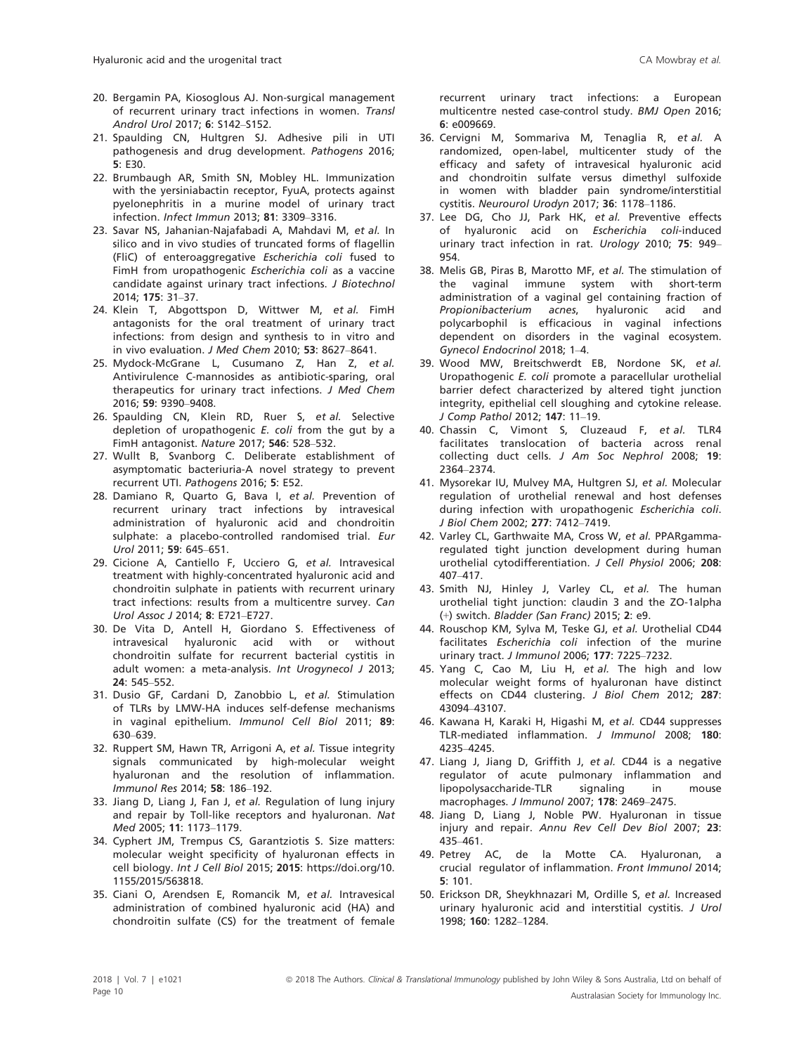20. Bergamin PA, Kiosoglous AJ. Non-surgical management of recurrent urinary tract infections in women. *Transl Androl Urol* 2017; **6**: S142–S152.
21. Spaulding CN, Hultgren SJ. Adhesive pili in UTI pathogenesis and drug development. *Pathogens* 2016; **5**: E30.
22. Brumbaugh AR, Smith SN, Mobley HL. Immunization with the yersiniabactin receptor, FyuA, protects against pyelonephritis in a murine model of urinary tract infection. *Infect Immun* 2013; **81**: 3309–3316.
23. Savar NS, Jahanian-Najafabadi A, Mahdavi M, *et al.* In silico and in vivo studies of truncated forms of flagellin (FliC) of enteroaggregative *Escherichia coli* fused to FimH from uropathogenic *Escherichia coli* as a vaccine candidate against urinary tract infections. *J Biotechnol* 2014; **175**: 31–37.
24. Klein T, Abgottspon D, Wittwer M, *et al.* FimH antagonists for the oral treatment of urinary tract infections: from design and synthesis to in vitro and in vivo evaluation. *J Med Chem* 2010; **53**: 8627–8641.
25. Mydock-McGrane L, Cusumano Z, Han Z, *et al.* Antivirulence C-mannosides as antibiotic-sparing, oral therapeutics for urinary tract infections. *J Med Chem* 2016; **59**: 9390–9408.
26. Spaulding CN, Klein RD, Ruer S, *et al.* Selective depletion of uropathogenic *E. coli* from the gut by a FimH antagonist. *Nature* 2017; **546**: 528–532.
27. Wullt B, Svanborg C. Deliberate establishment of asymptomatic bacteriuria-A novel strategy to prevent recurrent UTI. *Pathogens* 2016; **5**: E52.
28. Damiano R, Quarto G, Bava I, *et al.* Prevention of recurrent urinary tract infections by intravesical administration of hyaluronic acid and chondroitin sulphate: a placebo-controlled randomised trial. *Eur Urol* 2011; **59**: 645–651.
29. Cicione A, Cantiello F, Ucciero G, *et al.* Intravesical treatment with highly-concentrated hyaluronic acid and chondroitin sulphate in patients with recurrent urinary tract infections: results from a multicentre survey. *Can Urol Assoc J* 2014; **8**: E721–E727.
30. De Vita D, Antell H, Giordano S. Effectiveness of intravesical hyaluronic acid with or without chondroitin sulfate for recurrent bacterial cystitis in adult women: a meta-analysis. *Int Urogynecol J* 2013; **24**: 545–552.
31. Dusio GF, Cardani D, Zanobbio L, *et al.* Stimulation of TLRs by LMW-HA induces self-defense mechanisms in vaginal epithelium. *Immunol Cell Biol* 2011; **89**: 630–639.
32. Ruppert SM, Hawn TR, Arrigoni A, *et al.* Tissue integrity signals communicated by high-molecular weight hyaluronan and the resolution of inflammation. *Immunol Res* 2014; **58**: 186–192.
33. Jiang D, Liang J, Fan J, *et al.* Regulation of lung injury and repair by Toll-like receptors and hyaluronan. *Nat Med* 2005; **11**: 1173–1179.
34. Cyphert JM, Trempus CS, Garantziotis S. Size matters: molecular weight specificity of hyaluronan effects in cell biology. *Int J Cell Biol* 2015; **2015**: https://doi.org/10.1155/2015/563818.
35. Ciani O, Arendsen E, Romancik M, *et al.* Intravesical administration of combined hyaluronic acid (HA) and chondroitin sulfate (CS) for the treatment of female recurrent urinary tract infections: a European multicentre nested case-control study. *BMJ Open* 2016; **6**: e009669.
36. Cervigni M, Sommariva M, Tenaglia R, *et al.* A randomized, open-label, multicenter study of the efficacy and safety of intravesical hyaluronic acid and chondroitin sulfate versus dimethyl sulfoxide in women with bladder pain syndrome/interstitial cystitis. *Neurourol Urodyn* 2017; **36**: 1178–1186.
37. Lee DG, Cho JJ, Park HK, *et al.* Preventive effects of hyaluronic acid on *Escherichia coli*-induced urinary tract infection in rat. *Urology* 2010; **75**: 949–954.
38. Melis GB, Piras B, Marotto MF, *et al.* The stimulation of the vaginal immune system with short-term administration of a vaginal gel containing fraction of *Propionibacterium acnes*, hyaluronic acid and polycarbophil is efficacious in vaginal infections dependent on disorders in the vaginal ecosystem. *Gynecol Endocrinol* 2018; 1–4.
39. Wood MW, Breitschwerdt EB, Nordone SK, *et al.* Uropathogenic *E. coli* promote a paracellular urothelial barrier defect characterized by altered tight junction integrity, epithelial cell sloughing and cytokine release. *J Comp Pathol* 2012; **147**: 11–19.
40. Chassin C, Vimont S, Cluzeaud F, *et al.* TLR4 facilitates translocation of bacteria across renal collecting duct cells. *J Am Soc Nephrol* 2008; **19**: 2364–2374.
41. Mysorekar IU, Mulvey MA, Hultgren SJ, *et al.* Molecular regulation of urothelial renewal and host defenses during infection with uropathogenic *Escherichia coli*. *J Biol Chem* 2002; **277**: 7412–7419.
42. Varley CL, Garthwaite MA, Cross W, *et al.* PPARgamma-regulated tight junction development during human urothelial cytodifferentiation. *J Cell Physiol* 2006; **208**: 407–417.
43. Smith NJ, Hinley J, Varley CL, *et al.* The human urothelial tight junction: claudin 3 and the ZO-1alpha (+) switch. *Bladder (San Franc)* 2015; **2**: e9.
44. Rouschop KM, Sylva M, Teske GJ, *et al.* Urothelial CD44 facilitates *Escherichia coli* infection of the murine urinary tract. *J Immunol* 2006; **177**: 7225–7232.
45. Yang C, Cao M, Liu H, *et al.* The high and low molecular weight forms of hyaluronan have distinct effects on CD44 clustering. *J Biol Chem* 2012; **287**: 43094–43107.
46. Kawana H, Karaki H, Higashi M, *et al.* CD44 suppresses TLR-mediated inflammation. *J Immunol* 2008; **180**: 4235–4245.
47. Liang J, Jiang D, Griffith J, *et al.* CD44 is a negative regulator of acute pulmonary inflammation and lipopolysaccharide-TLR signaling in mouse macrophages. *J Immunol* 2007; **178**: 2469–2475.
48. Jiang D, Liang J, Noble PW. Hyaluronan in tissue injury and repair. *Annu Rev Cell Dev Biol* 2007; **23**: 435–461.
49. Petrey AC, de la Motte CA. Hyaluronan, a crucial regulator of inflammation. *Front Immunol* 2014; **5**: 101.
50. Erickson DR, Sheykhnazari M, Ordille S, *et al.* Increased urinary hyaluronic acid and interstitial cystitis. *J Urol* 1998; **160**: 1282–1284.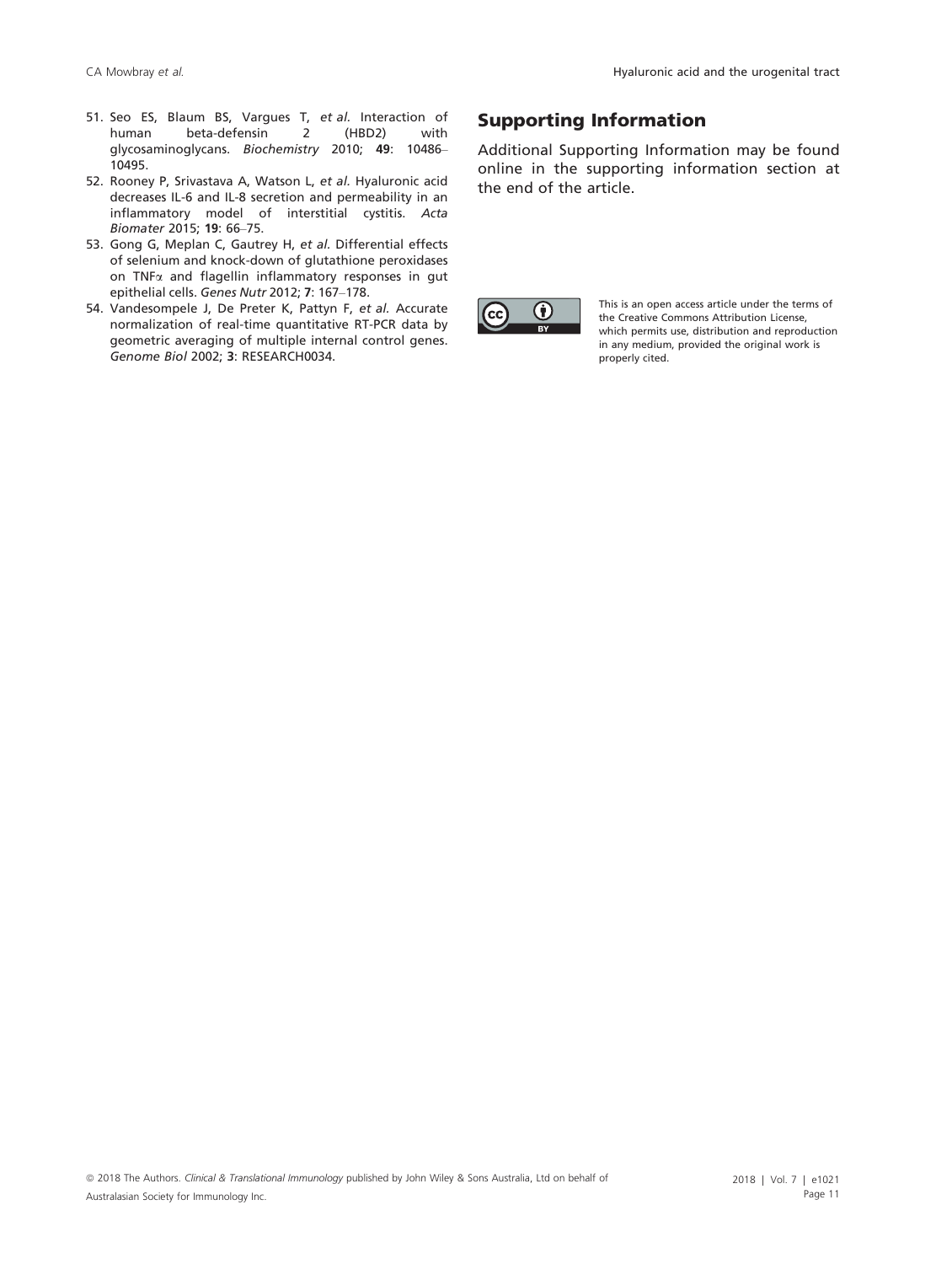51. Seo ES, Blaum BS, Vargues T, *et al.* Interaction of human beta-defensin 2 (HBD2) with glycosaminoglycans. *Biochemistry* 2010; **49**: 10486–10495.
52. Rooney P, Srivastava A, Watson L, *et al.* Hyaluronic acid decreases IL-6 and IL-8 secretion and permeability in an inflammatory model of interstitial cystitis. *Acta Biomater* 2015; **19**: 66–75.
53. Gong G, Meplan C, Gautrey H, *et al.* Differential effects of selenium and knock-down of glutathione peroxidases on TNF$\alpha$ and flagellin inflammatory responses in gut epithelial cells. *Genes Nutr* 2012; **7**: 167–178.
54. Vandesompele J, De Preter K, Pattyn F, *et al.* Accurate normalization of real-time quantitative RT-PCR data by geometric averaging of multiple internal control genes. *Genome Biol* 2002; **3**: RESEARCH0034.

## Supporting Information

Additional Supporting Information may be found online in the supporting information section at the end of the article.

This is an open access article under the terms of the Creative Commons Attribution License, which permits use, distribution and reproduction in any medium, provided the original work is properly cited.